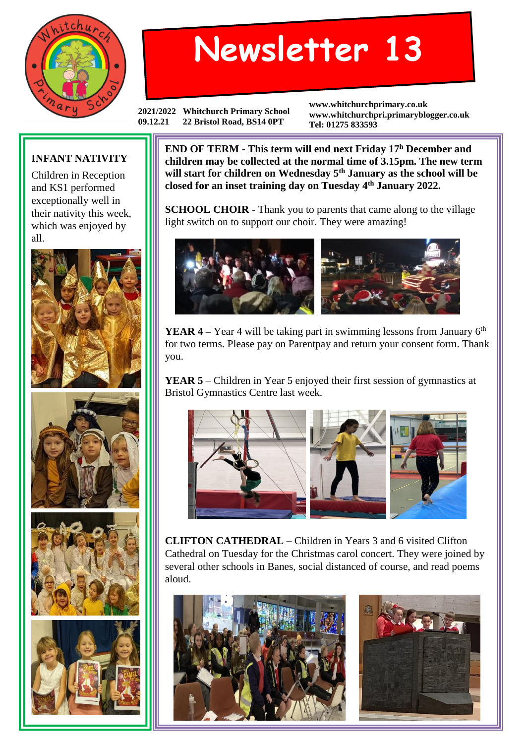# Newsletter 13

2021/2022 Whitchurch Primary School
09.12.21 22 Bristol Road, BS14 0PT

www.whitchurchprimary.co.uk
www.whitchurchpri.primaryblogger.co.uk
Tel: 01275 833593

**INFANT NATIVITY**

Children in Reception and KS1 performed exceptionally well in their nativity this week, which was enjoyed by all.

**END OF TERM - This term will end next Friday 17th December and children may be collected at the normal time of 3.15pm. The new term will start for children on Wednesday 5th January as the school will be closed for an inset training day on Tuesday 4th January 2022.**

**SCHOOL CHOIR** - Thank you to parents that came along to the village light switch on to support our choir. They were amazing!

**YEAR 4** – Year 4 will be taking part in swimming lessons from January 6th for two terms. Please pay on Parentpay and return your consent form. Thank you.

**YEAR 5** – Children in Year 5 enjoyed their first session of gymnastics at Bristol Gymnastics Centre last week.

**CLIFTON CATHEDRAL** – Children in Years 3 and 6 visited Clifton Cathedral on Tuesday for the Christmas carol concert. They were joined by several other schools in Banes, social distanced of course, and read poems aloud.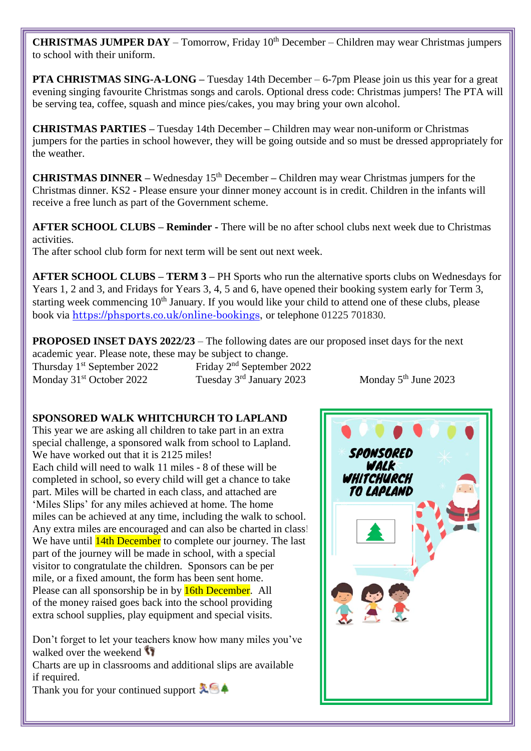**CHRISTMAS JUMPER DAY** – Tomorrow, Friday 10th December – Children may wear Christmas jumpers to school with their uniform.

**PTA CHRISTMAS SING-A-LONG –** Tuesday 14th December – 6-7pm Please join us this year for a great evening singing favourite Christmas songs and carols. Optional dress code: Christmas jumpers! The PTA will be serving tea, coffee, squash and mince pies/cakes, you may bring your own alcohol.

**CHRISTMAS PARTIES –** Tuesday 14th December – Children may wear non-uniform or Christmas jumpers for the parties in school however, they will be going outside and so must be dressed appropriately for the weather.

**CHRISTMAS DINNER –** Wednesday 15th December – Children may wear Christmas jumpers for the Christmas dinner. KS2 - Please ensure your dinner money account is in credit. Children in the infants will receive a free lunch as part of the Government scheme.

**AFTER SCHOOL CLUBS – Reminder -** There will be no after school clubs next week due to Christmas activities.
The after school club form for next term will be sent out next week.

**AFTER SCHOOL CLUBS – TERM 3 –** PH Sports who run the alternative sports clubs on Wednesdays for Years 1, 2 and 3, and Fridays for Years 3, 4, 5 and 6, have opened their booking system early for Term 3, starting week commencing 10th January. If you would like your child to attend one of these clubs, please book via https://phsports.co.uk/online-bookings, or telephone 01225 701830.

**PROPOSED INSET DAYS 2022/23** – The following dates are our proposed inset days for the next academic year. Please note, these may be subject to change.

Thursday 1st September 2022 
Friday 2nd September 2022 
Monday 31st October 2022 
Tuesday 3rd January 2023 
Monday 5th June 2023

**SPONSORED WALK WHITCHURCH TO LAPLAND**

This year we are asking all children to take part in an extra special challenge, a sponsored walk from school to Lapland. We have worked out that it is 2125 miles!
Each child will need to walk 11 miles - 8 of these will be completed in school, so every child will get a chance to take part. Miles will be charted in each class, and attached are 'Miles Slips' for any miles achieved at home. The home miles can be achieved at any time, including the walk to school. Any extra miles are encouraged and can also be charted in class! We have until 14th December to complete our journey. The last part of the journey will be made in school, with a special visitor to congratulate the children. Sponsors can be per mile, or a fixed amount, the form has been sent home.
Please can all sponsorship be in by 16th December. All of the money raised goes back into the school providing extra school supplies, play equipment and special visits.

Don't forget to let your teachers know how many miles you've walked over the weekend 👣
Charts are up in classrooms and additional slips are available if required.
Thank you for your continued support 🏃🎅🎄

SPONSORED WALK WHITCHURCH TO LAPLAND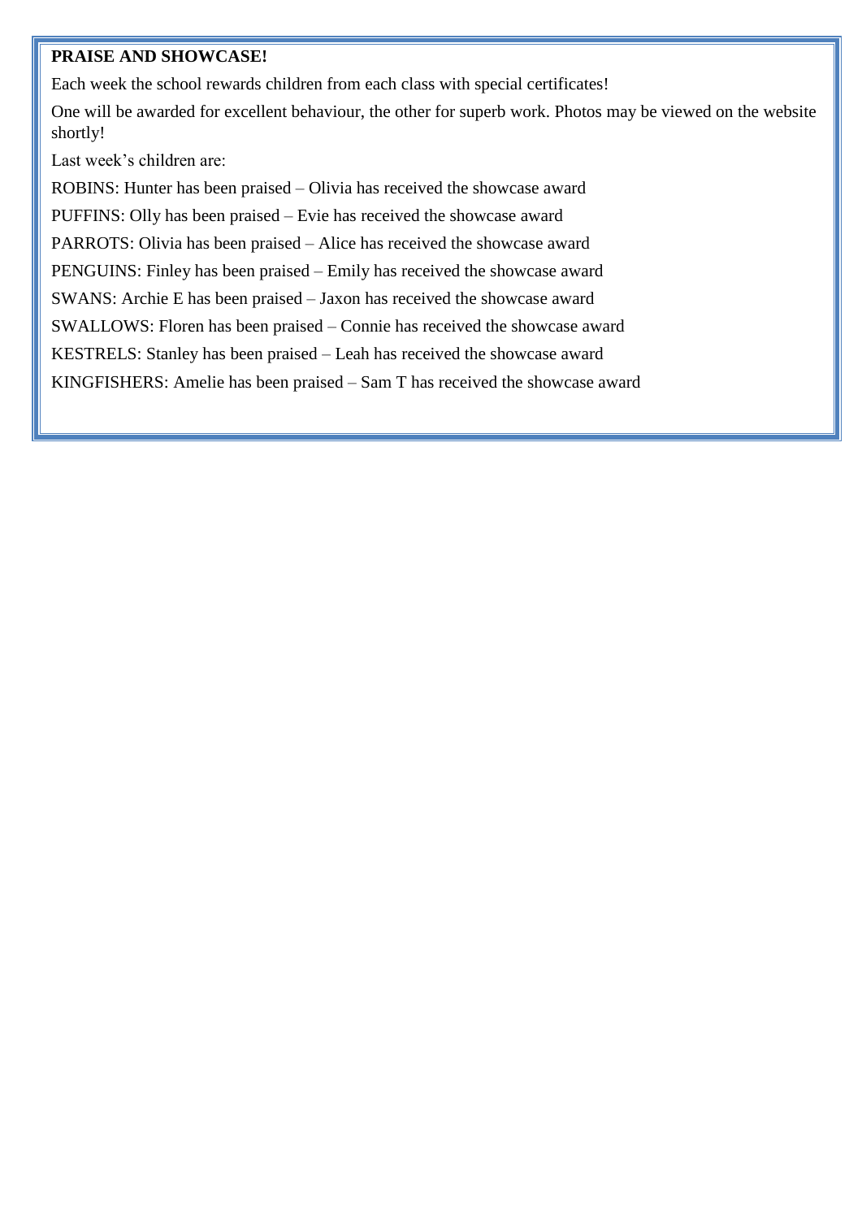**PRAISE AND SHOWCASE!**

Each week the school rewards children from each class with special certificates!

One will be awarded for excellent behaviour, the other for superb work. Photos may be viewed on the website shortly!

Last week's children are:

ROBINS: Hunter has been praised – Olivia has received the showcase award

PUFFINS: Olly has been praised – Evie has received the showcase award

PARROTS: Olivia has been praised – Alice has received the showcase award

PENGUINS: Finley has been praised – Emily has received the showcase award

SWANS: Archie E has been praised – Jaxon has received the showcase award

SWALLOWS: Floren has been praised – Connie has received the showcase award

KESTRELS: Stanley has been praised – Leah has received the showcase award

KINGFISHERS: Amelie has been praised – Sam T has received the showcase award